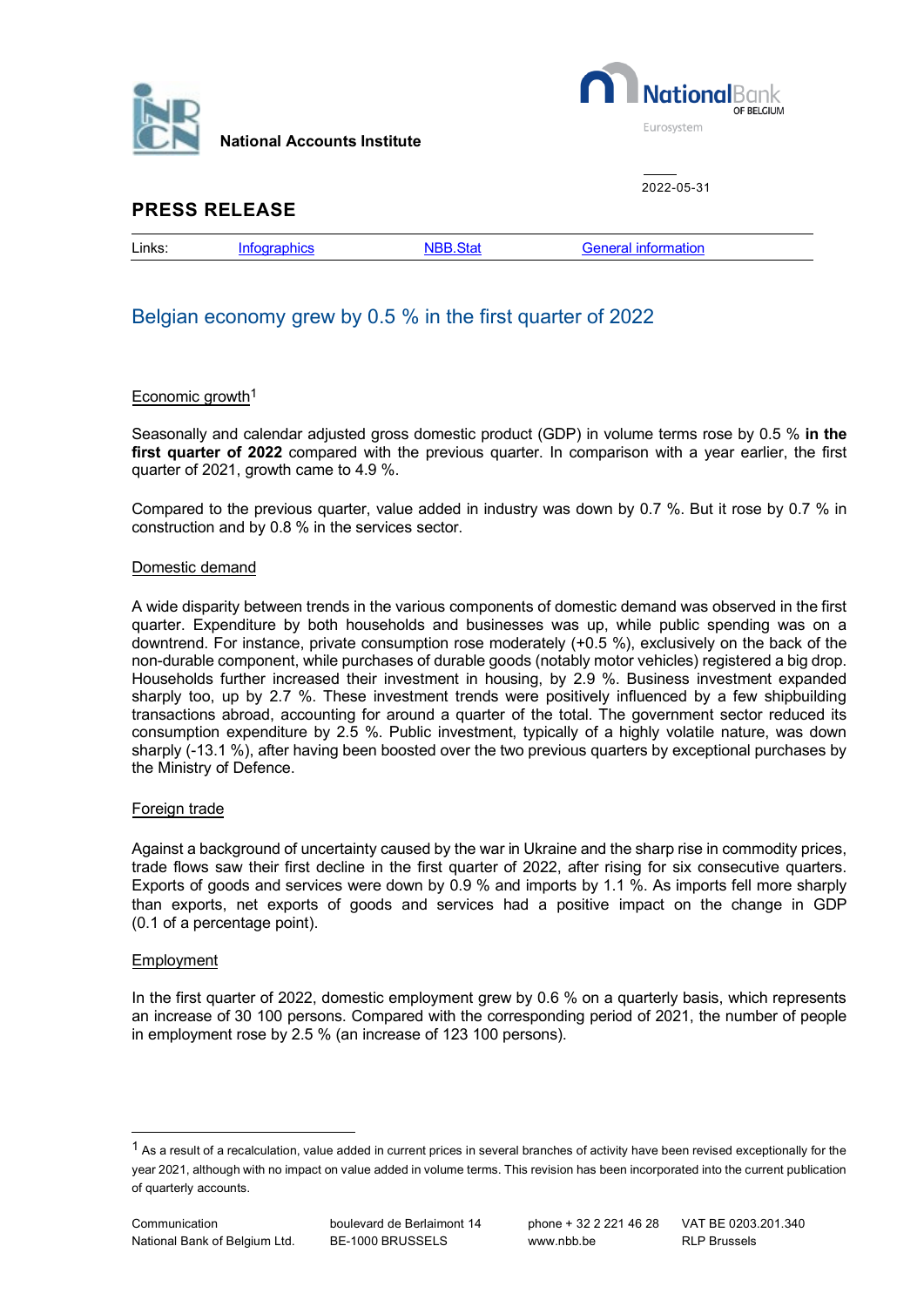National Accounts Institute

2022-05-31

## PRESS RELEASE

Links: Infographics NBB.Stat General information

# Belgian economy grew by 0.5 % in the first quarter of 2022

### Economic growth[1]

Seasonally and calendar adjusted gross domestic product (GDP) in volume terms rose by 0.5 % **in the first quarter of 2022** compared with the previous quarter. In comparison with a year earlier, the first quarter of 2021, growth came to 4.9 %.

Compared to the previous quarter, value added in industry was down by 0.7 %. But it rose by 0.7 % in construction and by 0.8 % in the services sector.

### Domestic demand

A wide disparity between trends in the various components of domestic demand was observed in the first quarter. Expenditure by both households and businesses was up, while public spending was on a downtrend. For instance, private consumption rose moderately (+0.5 %), exclusively on the back of the non-durable component, while purchases of durable goods (notably motor vehicles) registered a big drop. Households further increased their investment in housing, by 2.9 %. Business investment expanded sharply too, up by 2.7 %. These investment trends were positively influenced by a few shipbuilding transactions abroad, accounting for around a quarter of the total. The government sector reduced its consumption expenditure by 2.5 %. Public investment, typically of a highly volatile nature, was down sharply (-13.1 %), after having been boosted over the two previous quarters by exceptional purchases by the Ministry of Defence.

### Foreign trade

Against a background of uncertainty caused by the war in Ukraine and the sharp rise in commodity prices, trade flows saw their first decline in the first quarter of 2022, after rising for six consecutive quarters. Exports of goods and services were down by 0.9 % and imports by 1.1 %. As imports fell more sharply than exports, net exports of goods and services had a positive impact on the change in GDP (0.1 of a percentage point).

### Employment

In the first quarter of 2022, domestic employment grew by 0.6 % on a quarterly basis, which represents an increase of 30 100 persons. Compared with the corresponding period of 2021, the number of people in employment rose by 2.5 % (an increase of 123 100 persons).

---

[1] As a result of a recalculation, value added in current prices in several branches of activity have been revised exceptionally for the year 2021, although with no impact on value added in volume terms. This revision has been incorporated into the current publication of quarterly accounts.

Communication
National Bank of Belgium Ltd.
boulevard de Berlaimont 14
BE-1000 BRUSSELS
phone + 32 2 221 46 28
www.nbb.be
VAT BE 0203.201.340
RLP Brussels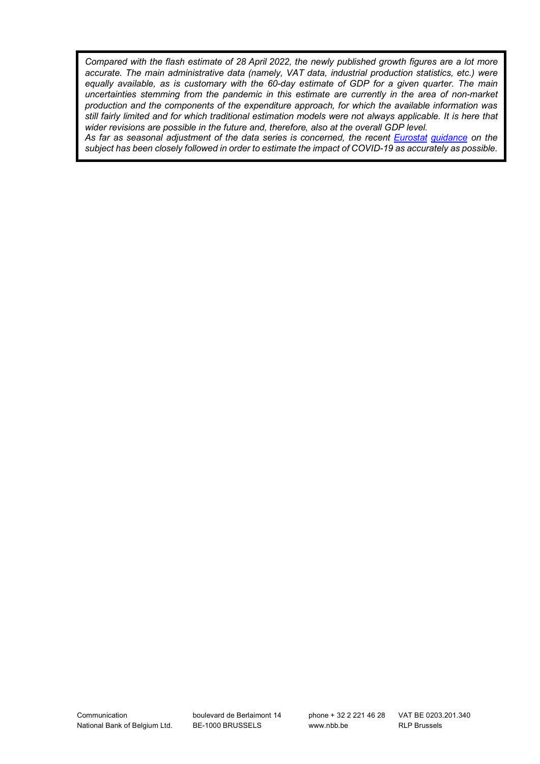*Compared with the flash estimate of 28 April 2022, the newly published growth figures are a lot more accurate. The main administrative data (namely, VAT data, industrial production statistics, etc.) were equally available, as is customary with the 60-day estimate of GDP for a given quarter. The main uncertainties stemming from the pandemic in this estimate are currently in the area of non-market production and the components of the expenditure approach, for which the available information was still fairly limited and for which traditional estimation models were not always applicable. It is here that wider revisions are possible in the future and, therefore, also at the overall GDP level.*

*As far as seasonal adjustment of the data series is concerned, the recent Eurostat guidance on the subject has been closely followed in order to estimate the impact of COVID-19 as accurately as possible.*

Communication
National Bank of Belgium Ltd.

boulevard de Berlaimont 14
BE-1000 BRUSSELS

phone + 32 2 221 46 28
www.nbb.be

VAT BE 0203.201.340
RLP Brussels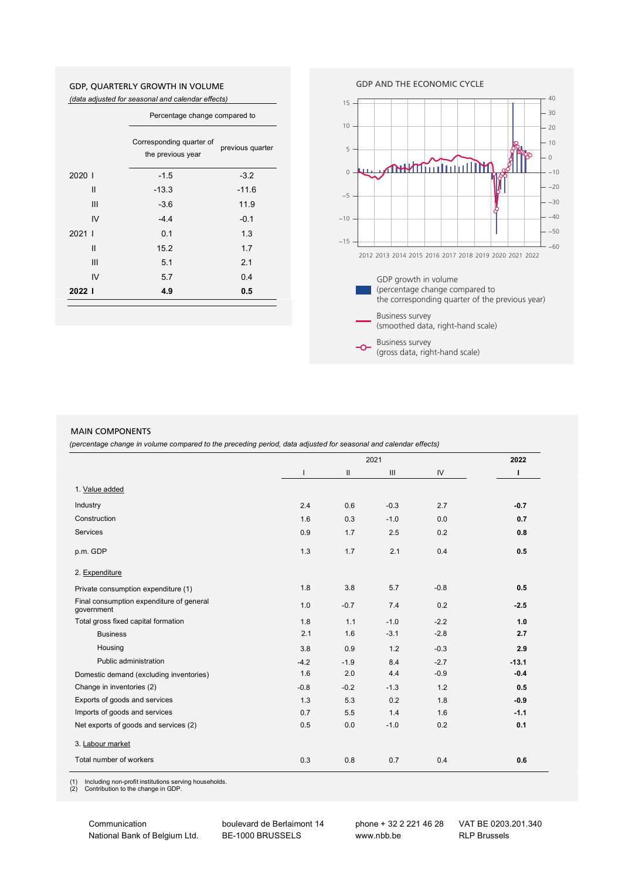## GDP, QUARTERLY GROWTH IN VOLUME

*(data adjusted for seasonal and calendar effects)*

| | Percentage change compared to | |
|---|---|---|
| | Corresponding quarter of the previous year | previous quarter |
| 2020 I | -1.5 | -3.2 |
| II | -13.3 | -11.6 |
| III | -3.6 | 11.9 |
| IV | -4.4 | -0.1 |
| 2021 I | 0.1 | 1.3 |
| II | 15.2 | 1.7 |
| III | 5.1 | 2.1 |
| IV | 5.7 | 0.4 |
| **2022 I** | **4.9** | **0.5** |

## GDP AND THE ECONOMIC CYCLE

15
10
5
0
−5
−10
−15

40
30
20
10
0
−10
−20
−30
−40
−50
−60

2012 2013 2014 2015 2016 2017 2018 2019 2020 2021 2022

GDP growth in volume (percentage change compared to the corresponding quarter of the previous year)

Business survey (smoothed data, right-hand scale)

Business survey (gross data, right-hand scale)

## MAIN COMPONENTS

*(percentage change in volume compared to the preceding period, data adjusted for seasonal and calendar effects)*

| | 2021 | | | | **2022** |
|---|---|---|---|---|---|
| | I | II | III | IV | **I** |
| 1. Value added | | | | | |
| Industry | 2.4 | 0.6 | -0.3 | 2.7 | **-0.7** |
| Construction | 1.6 | 0.3 | -1.0 | 0.0 | **0.7** |
| Services | 0.9 | 1.7 | 2.5 | 0.2 | **0.8** |
| p.m. GDP | 1.3 | 1.7 | 2.1 | 0.4 | **0.5** |
| 2. Expenditure | | | | | |
| Private consumption expenditure (1) | 1.8 | 3.8 | 5.7 | -0.8 | **0.5** |
| Final consumption expenditure of general government | 1.0 | -0.7 | 7.4 | 0.2 | **-2.5** |
| Total gross fixed capital formation | 1.8 | 1.1 | -1.0 | -2.2 | **1.0** |
| Business | 2.1 | 1.6 | -3.1 | -2.8 | **2.7** |
| Housing | 3.8 | 0.9 | 1.2 | -0.3 | **2.9** |
| Public administration | -4.2 | -1.9 | 8.4 | -2.7 | **-13.1** |
| Domestic demand (excluding inventories) | 1.6 | 2.0 | 4.4 | -0.9 | **-0.4** |
| Change in inventories (2) | -0.8 | -0.2 | -1.3 | 1.2 | **0.5** |
| Exports of goods and services | 1.3 | 5.3 | 0.2 | 1.8 | **-0.9** |
| Imports of goods and services | 0.7 | 5.5 | 1.4 | 1.6 | **-1.1** |
| Net exports of goods and services (2) | 0.5 | 0.0 | -1.0 | 0.2 | **0.1** |
| 3. Labour market | | | | | |
| Total number of workers | 0.3 | 0.8 | 0.7 | 0.4 | **0.6** |

(1) Including non-profit institutions serving households.
(2) Contribution to the change in GDP.

Communication
National Bank of Belgium Ltd.

boulevard de Berlaimont 14
BE-1000 BRUSSELS

phone + 32 2 221 46 28
www.nbb.be

VAT BE 0203.201.340
RLP Brussels